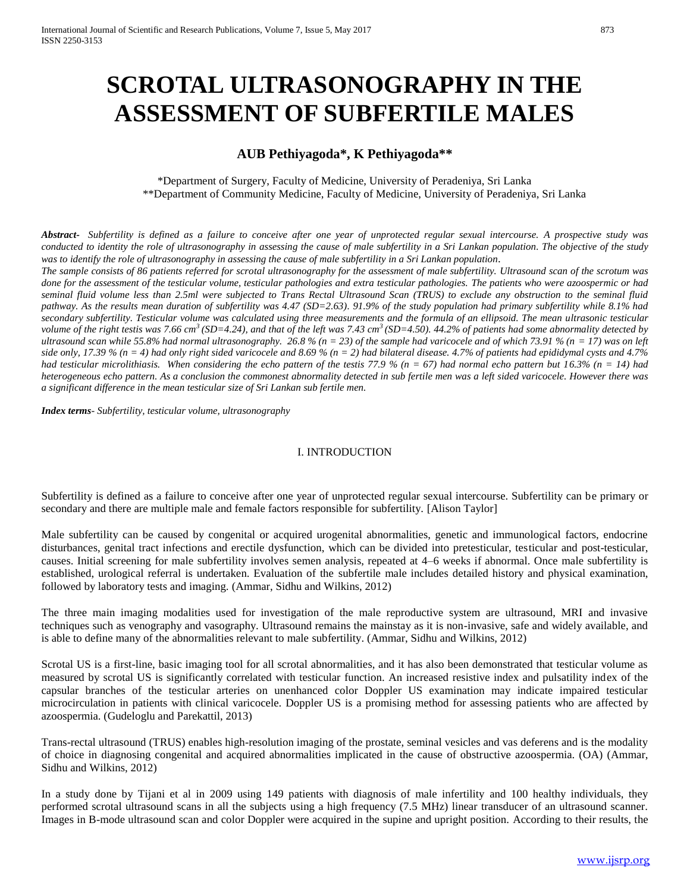# SCROTAL ULTRASONOGRAPHY IN THE ASSESSMENT OF SUBFERTILE MALES

### AUB Pethiyagoda*, K Pethiyagoda**

*Department of Surgery, Faculty of Medicine, University of Peradeniya, Sri Lanka
**Department of Community Medicine, Faculty of Medicine, University of Peradeniya, Sri Lanka

***Abstract-*** *Subfertility is defined as a failure to conceive after one year of unprotected regular sexual intercourse. A prospective study was conducted to identity the role of ultrasonography in assessing the cause of male subfertility in a Sri Lankan population. The objective of the study was to identify the role of ultrasonography in assessing the cause of male subfertility in a Sri Lankan population.*

*The sample consists of 86 patients referred for scrotal ultrasonography for the assessment of male subfertility. Ultrasound scan of the scrotum was done for the assessment of the testicular volume, testicular pathologies and extra testicular pathologies. The patients who were azoospermic or had seminal fluid volume less than 2.5ml were subjected to Trans Rectal Ultrasound Scan (TRUS) to exclude any obstruction to the seminal fluid pathway. As the results mean duration of subfertility was 4.47 (SD=2.63). 91.9% of the study population had primary subfertility while 8.1% had secondary subfertility. Testicular volume was calculated using three measurements and the formula of an ellipsoid. The mean ultrasonic testicular volume of the right testis was 7.66 $cm^3$ (SD=4.24), and that of the left was 7.43 $cm^3$ (SD=4.50). 44.2% of patients had some abnormality detected by ultrasound scan while 55.8% had normal ultrasonography. 26.8 % (n = 23) of the sample had varicocele and of which 73.91 % (n = 17) was on left side only, 17.39 % (n = 4) had only right sided varicocele and 8.69 % (n = 2) had bilateral disease. 4.7% of patients had epididymal cysts and 4.7% had testicular microlithiasis. When considering the echo pattern of the testis 77.9 % (n = 67) had normal echo pattern but 16.3% (n = 14) had heterogeneous echo pattern. As a conclusion the commonest abnormality detected in sub fertile men was a left sided varicocele. However there was a significant difference in the mean testicular size of Sri Lankan sub fertile men.*

***Index terms-*** *Subfertility, testicular volume, ultrasonography*

## I. INTRODUCTION

Subfertility is defined as a failure to conceive after one year of unprotected regular sexual intercourse. Subfertility can be primary or secondary and there are multiple male and female factors responsible for subfertility. [Alison Taylor]

Male subfertility can be caused by congenital or acquired urogenital abnormalities, genetic and immunological factors, endocrine disturbances, genital tract infections and erectile dysfunction, which can be divided into pretesticular, testicular and post-testicular, causes. Initial screening for male subfertility involves semen analysis, repeated at 4–6 weeks if abnormal. Once male subfertility is established, urological referral is undertaken. Evaluation of the subfertile male includes detailed history and physical examination, followed by laboratory tests and imaging. (Ammar, Sidhu and Wilkins, 2012)

The three main imaging modalities used for investigation of the male reproductive system are ultrasound, MRI and invasive techniques such as venography and vasography. Ultrasound remains the mainstay as it is non-invasive, safe and widely available, and is able to define many of the abnormalities relevant to male subfertility. (Ammar, Sidhu and Wilkins, 2012)

Scrotal US is a first-line, basic imaging tool for all scrotal abnormalities, and it has also been demonstrated that testicular volume as measured by scrotal US is significantly correlated with testicular function. An increased resistive index and pulsatility index of the capsular branches of the testicular arteries on unenhanced color Doppler US examination may indicate impaired testicular microcirculation in patients with clinical varicocele. Doppler US is a promising method for assessing patients who are affected by azoospermia. (Gudeloglu and Parekattil, 2013)

Trans-rectal ultrasound (TRUS) enables high-resolution imaging of the prostate, seminal vesicles and vas deferens and is the modality of choice in diagnosing congenital and acquired abnormalities implicated in the cause of obstructive azoospermia. (OA) (Ammar, Sidhu and Wilkins, 2012)

In a study done by Tijani et al in 2009 using 149 patients with diagnosis of male infertility and 100 healthy individuals, they performed scrotal ultrasound scans in all the subjects using a high frequency (7.5 MHz) linear transducer of an ultrasound scanner. Images in B-mode ultrasound scan and color Doppler were acquired in the supine and upright position. According to their results, the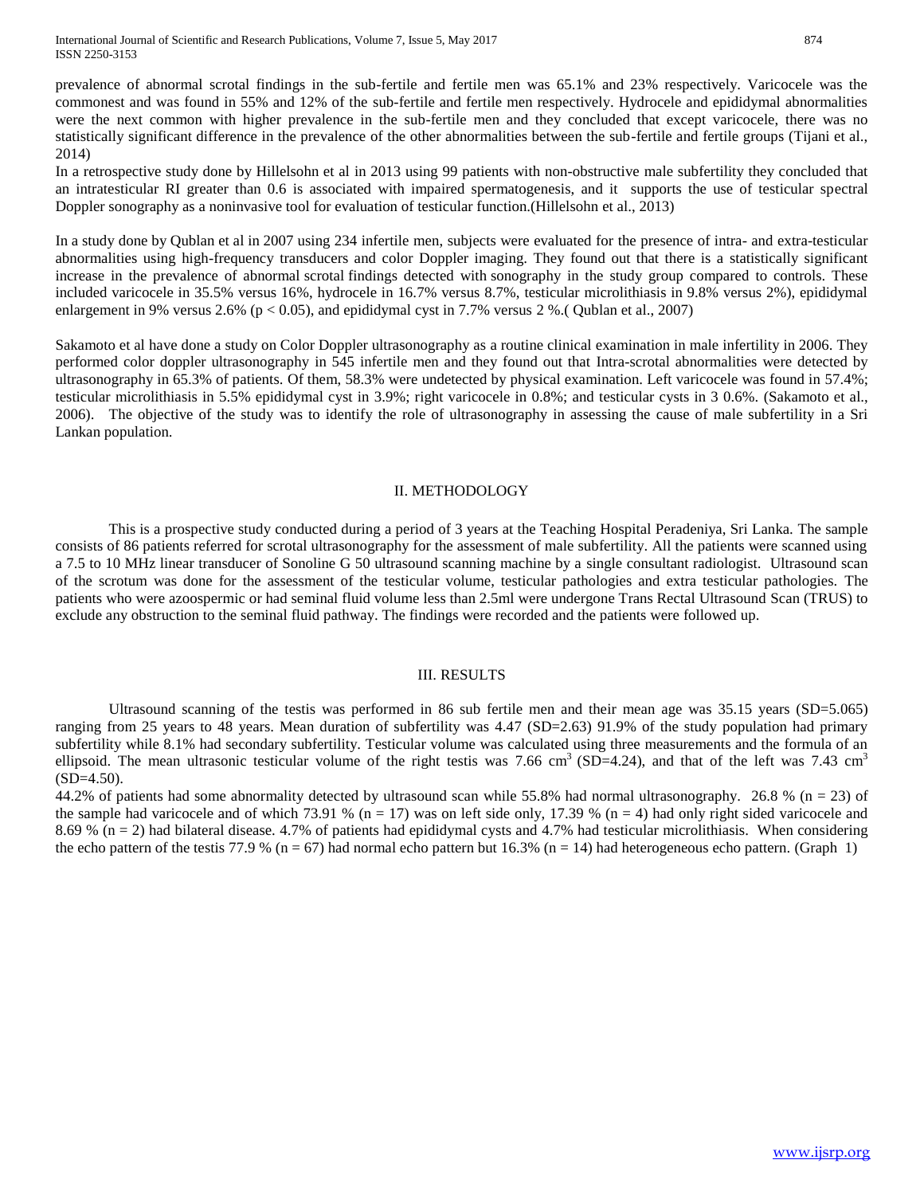prevalence of abnormal scrotal findings in the sub-fertile and fertile men was 65.1% and 23% respectively. Varicocele was the commonest and was found in 55% and 12% of the sub-fertile and fertile men respectively. Hydrocele and epididymal abnormalities were the next common with higher prevalence in the sub-fertile men and they concluded that except varicocele, there was no statistically significant difference in the prevalence of the other abnormalities between the sub-fertile and fertile groups (Tijani et al., 2014)

In a retrospective study done by Hillelsohn et al in 2013 using 99 patients with non-obstructive male subfertility they concluded that an intratesticular RI greater than 0.6 is associated with impaired spermatogenesis, and it supports the use of testicular spectral Doppler sonography as a noninvasive tool for evaluation of testicular function.(Hillelsohn et al., 2013)

In a study done by Qublan et al in 2007 using 234 infertile men, subjects were evaluated for the presence of intra- and extra-testicular abnormalities using high-frequency transducers and color Doppler imaging. They found out that there is a statistically significant increase in the prevalence of abnormal scrotal findings detected with sonography in the study group compared to controls. These included varicocele in 35.5% versus 16%, hydrocele in 16.7% versus 8.7%, testicular microlithiasis in 9.8% versus 2%), epididymal enlargement in 9% versus 2.6% ($p < 0.05$), and epididymal cyst in 7.7% versus 2 %.( Qublan et al., 2007)

Sakamoto et al have done a study on Color Doppler ultrasonography as a routine clinical examination in male infertility in 2006. They performed color doppler ultrasonography in 545 infertile men and they found out that Intra-scrotal abnormalities were detected by ultrasonography in 65.3% of patients. Of them, 58.3% were undetected by physical examination. Left varicocele was found in 57.4%; testicular microlithiasis in 5.5% epididymal cyst in 3.9%; right varicocele in 0.8%; and testicular cysts in 3 0.6%. (Sakamoto et al., 2006). The objective of the study was to identify the role of ultrasonography in assessing the cause of male subfertility in a Sri Lankan population.

## II. METHODOLOGY

This is a prospective study conducted during a period of 3 years at the Teaching Hospital Peradeniya, Sri Lanka. The sample consists of 86 patients referred for scrotal ultrasonography for the assessment of male subfertility. All the patients were scanned using a 7.5 to 10 MHz linear transducer of Sonoline G 50 ultrasound scanning machine by a single consultant radiologist. Ultrasound scan of the scrotum was done for the assessment of the testicular volume, testicular pathologies and extra testicular pathologies. The patients who were azoospermic or had seminal fluid volume less than 2.5ml were undergone Trans Rectal Ultrasound Scan (TRUS) to exclude any obstruction to the seminal fluid pathway. The findings were recorded and the patients were followed up.

## III. RESULTS

Ultrasound scanning of the testis was performed in 86 sub fertile men and their mean age was 35.15 years (SD=5.065) ranging from 25 years to 48 years. Mean duration of subfertility was 4.47 (SD=2.63) 91.9% of the study population had primary subfertility while 8.1% had secondary subfertility. Testicular volume was calculated using three measurements and the formula of an ellipsoid. The mean ultrasonic testicular volume of the right testis was 7.66 $cm^3$ (SD=4.24), and that of the left was 7.43 $cm^3$ (SD=4.50).

44.2% of patients had some abnormality detected by ultrasound scan while 55.8% had normal ultrasonography. 26.8 % ($n = 23$) of the sample had varicocele and of which 73.91 % ($n = 17$) was on left side only, 17.39 % ($n = 4$) had only right sided varicocele and 8.69 % ($n = 2$) had bilateral disease. 4.7% of patients had epididymal cysts and 4.7% had testicular microlithiasis. When considering the echo pattern of the testis 77.9 % ($n = 67$) had normal echo pattern but 16.3% ($n = 14$) had heterogeneous echo pattern. (Graph 1)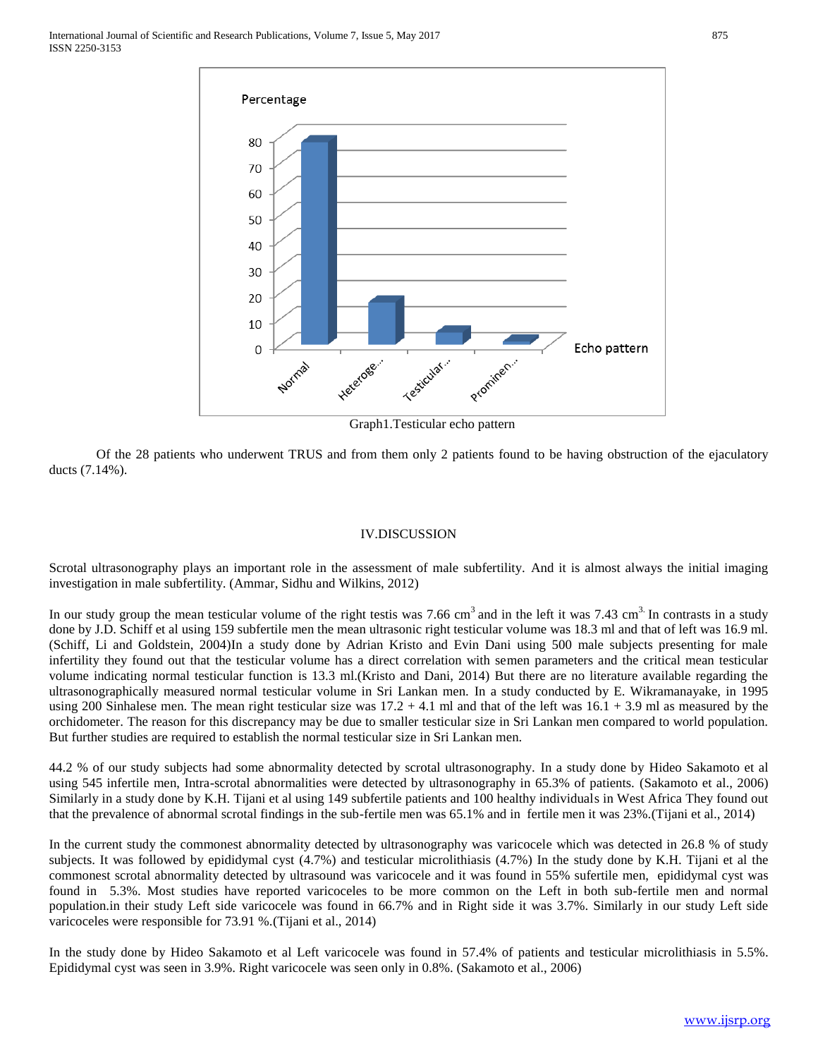Graph1.Testicular echo pattern

Of the 28 patients who underwent TRUS and from them only 2 patients found to be having obstruction of the ejaculatory ducts (7.14%).

## IV.DISCUSSION

Scrotal ultrasonography plays an important role in the assessment of male subfertility. And it is almost always the initial imaging investigation in male subfertility. (Ammar, Sidhu and Wilkins, 2012)

In our study group the mean testicular volume of the right testis was 7.66 $cm^3$ and in the left it was 7.43 $cm^3$. In contrasts in a study done by J.D. Schiff et al using 159 subfertile men the mean ultrasonic right testicular volume was 18.3 ml and that of left was 16.9 ml. (Schiff, Li and Goldstein, 2004)In a study done by Adrian Kristo and Evin Dani using 500 male subjects presenting for male infertility they found out that the testicular volume has a direct correlation with semen parameters and the critical mean testicular volume indicating normal testicular function is 13.3 ml.(Kristo and Dani, 2014) But there are no literature available regarding the ultrasonographically measured normal testicular volume in Sri Lankan men. In a study conducted by E. Wikramanayake, in 1995 using 200 Sinhalese men. The mean right testicular size was 17.2 + 4.1 ml and that of the left was 16.1 + 3.9 ml as measured by the orchidometer. The reason for this discrepancy may be due to smaller testicular size in Sri Lankan men compared to world population. But further studies are required to establish the normal testicular size in Sri Lankan men.

44.2 % of our study subjects had some abnormality detected by scrotal ultrasonography. In a study done by Hideo Sakamoto et al using 545 infertile men, Intra-scrotal abnormalities were detected by ultrasonography in 65.3% of patients. (Sakamoto et al., 2006) Similarly in a study done by K.H. Tijani et al using 149 subfertile patients and 100 healthy individuals in West Africa They found out that the prevalence of abnormal scrotal findings in the sub-fertile men was 65.1% and in fertile men it was 23%.(Tijani et al., 2014)

In the current study the commonest abnormality detected by ultrasonography was varicocele which was detected in 26.8 % of study subjects. It was followed by epididymal cyst (4.7%) and testicular microlithiasis (4.7%) In the study done by K.H. Tijani et al the commonest scrotal abnormality detected by ultrasound was varicocele and it was found in 55% sufertile men, epididymal cyst was found in 5.3%. Most studies have reported varicoceles to be more common on the Left in both sub-fertile men and normal population.in their study Left side varicocele was found in 66.7% and in Right side it was 3.7%. Similarly in our study Left side varicoceles were responsible for 73.91 %.(Tijani et al., 2014)

In the study done by Hideo Sakamoto et al Left varicocele was found in 57.4% of patients and testicular microlithiasis in 5.5%. Epididymal cyst was seen in 3.9%. Right varicocele was seen only in 0.8%. (Sakamoto et al., 2006)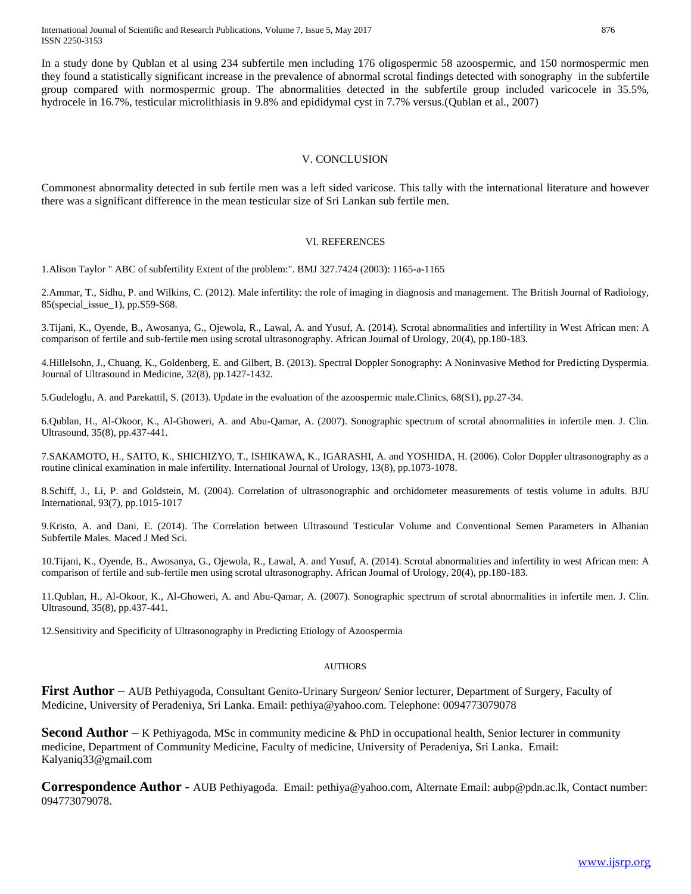In a study done by Qublan et al using 234 subfertile men including 176 oligospermic 58 azoospermic, and 150 normospermic men they found a statistically significant increase in the prevalence of abnormal scrotal findings detected with sonography in the subfertile group compared with normospermic group. The abnormalities detected in the subfertile group included varicocele in 35.5%, hydrocele in 16.7%, testicular microlithiasis in 9.8% and epididymal cyst in 7.7% versus.(Qublan et al., 2007)

## V. CONCLUSION

Commonest abnormality detected in sub fertile men was a left sided varicose. This tally with the international literature and however there was a significant difference in the mean testicular size of Sri Lankan sub fertile men.

## VI. REFERENCES

1.Alison Taylor " ABC of subfertility Extent of the problem:". BMJ 327.7424 (2003): 1165-a-1165

2.Ammar, T., Sidhu, P. and Wilkins, C. (2012). Male infertility: the role of imaging in diagnosis and management. The British Journal of Radiology, 85(special_issue_1), pp.S59-S68.

3.Tijani, K., Oyende, B., Awosanya, G., Ojewola, R., Lawal, A. and Yusuf, A. (2014). Scrotal abnormalities and infertility in West African men: A comparison of fertile and sub-fertile men using scrotal ultrasonography. African Journal of Urology, 20(4), pp.180-183.

4.Hillelsohn, J., Chuang, K., Goldenberg, E. and Gilbert, B. (2013). Spectral Doppler Sonography: A Noninvasive Method for Predicting Dyspermia. Journal of Ultrasound in Medicine, 32(8), pp.1427-1432.

5.Gudeloglu, A. and Parekattil, S. (2013). Update in the evaluation of the azoospermic male.Clinics, 68(S1), pp.27-34.

6.Qublan, H., Al-Okoor, K., Al-Ghoweri, A. and Abu-Qamar, A. (2007). Sonographic spectrum of scrotal abnormalities in infertile men. J. Clin. Ultrasound, 35(8), pp.437-441.

7.SAKAMOTO, H., SAITO, K., SHICHIZYO, T., ISHIKAWA, K., IGARASHI, A. and YOSHIDA, H. (2006). Color Doppler ultrasonography as a routine clinical examination in male infertility. International Journal of Urology, 13(8), pp.1073-1078.

8.Schiff, J., Li, P. and Goldstein, M. (2004). Correlation of ultrasonographic and orchidometer measurements of testis volume in adults. BJU International, 93(7), pp.1015-1017

9.Kristo, A. and Dani, E. (2014). The Correlation between Ultrasound Testicular Volume and Conventional Semen Parameters in Albanian Subfertile Males. Maced J Med Sci.

10.Tijani, K., Oyende, B., Awosanya, G., Ojewola, R., Lawal, A. and Yusuf, A. (2014). Scrotal abnormalities and infertility in west African men: A comparison of fertile and sub-fertile men using scrotal ultrasonography. African Journal of Urology, 20(4), pp.180-183.

11.Qublan, H., Al-Okoor, K., Al-Ghoweri, A. and Abu-Qamar, A. (2007). Sonographic spectrum of scrotal abnormalities in infertile men. J. Clin. Ultrasound, 35(8), pp.437-441.

12.Sensitivity and Specificity of Ultrasonography in Predicting Etiology of Azoospermia

## AUTHORS

**First Author** – AUB Pethiyagoda, Consultant Genito-Urinary Surgeon/ Senior lecturer, Department of Surgery, Faculty of Medicine, University of Peradeniya, Sri Lanka. Email: pethiya@yahoo.com. Telephone: 0094773079078

**Second Author** – K Pethiyagoda, MSc in community medicine & PhD in occupational health, Senior lecturer in community medicine, Department of Community Medicine, Faculty of medicine, University of Peradeniya, Sri Lanka. Email: Kalyaniq33@gmail.com

**Correspondence Author** - AUB Pethiyagoda. Email: pethiya@yahoo.com, Alternate Email: aubp@pdn.ac.lk, Contact number: 094773079078.